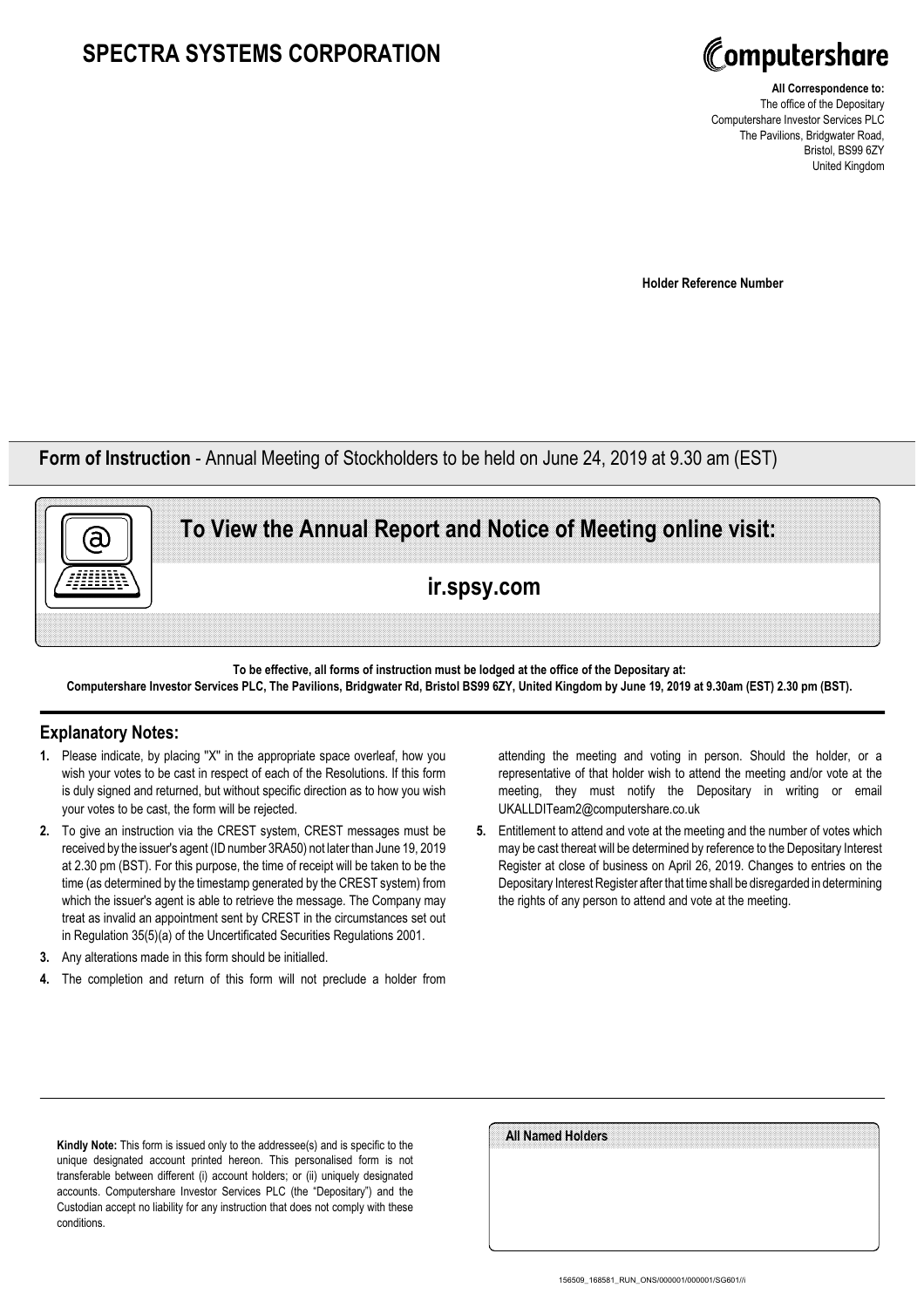# SPECTRA SYSTEMS CORPORATION

Computershare

**All Correspondence to:**
The office of the Depositary
Computershare Investor Services PLC
The Pavilions, Bridgwater Road,
Bristol, BS99 6ZY
United Kingdom

**Holder Reference Number**

## **Form of Instruction** - Annual Meeting of Stockholders to be held on June 24, 2019 at 9.30 am (EST)

**To View the Annual Report and Notice of Meeting online visit:**

**ir.spsy.com**

**To be effective, all forms of instruction must be lodged at the office of the Depositary at:**
**Computershare Investor Services PLC, The Pavilions, Bridgwater Rd, Bristol BS99 6ZY, United Kingdom by June 19, 2019 at 9.30am (EST) 2.30 pm (BST).**

## Explanatory Notes:

1. Please indicate, by placing "X" in the appropriate space overleaf, how you wish your votes to be cast in respect of each of the Resolutions. If this form is duly signed and returned, but without specific direction as to how you wish your votes to be cast, the form will be rejected.
2. To give an instruction via the CREST system, CREST messages must be received by the issuer's agent (ID number 3RA50) not later than June 19, 2019 at 2.30 pm (BST). For this purpose, the time of receipt will be taken to be the time (as determined by the timestamp generated by the CREST system) from which the issuer's agent is able to retrieve the message. The Company may treat as invalid an appointment sent by CREST in the circumstances set out in Regulation 35(5)(a) of the Uncertificated Securities Regulations 2001.
3. Any alterations made in this form should be initialled.
4. The completion and return of this form will not preclude a holder from attending the meeting and voting in person. Should the holder, or a representative of that holder wish to attend the meeting and/or vote at the meeting, they must notify the Depositary in writing or email UKALLDITeam2@computershare.co.uk
5. Entitlement to attend and vote at the meeting and the number of votes which may be cast thereat will be determined by reference to the Depositary Interest Register at close of business on April 26, 2019. Changes to entries on the Depositary Interest Register after that time shall be disregarded in determining the rights of any person to attend and vote at the meeting.

**Kindly Note:** This form is issued only to the addressee(s) and is specific to the unique designated account printed hereon. This personalised form is not transferable between different (i) account holders; or (ii) uniquely designated accounts. Computershare Investor Services PLC (the "Depositary") and the Custodian accept no liability for any instruction that does not comply with these conditions.

**All Named Holders**

156509_168581_RUN_ONS/000001/000001/SG601//i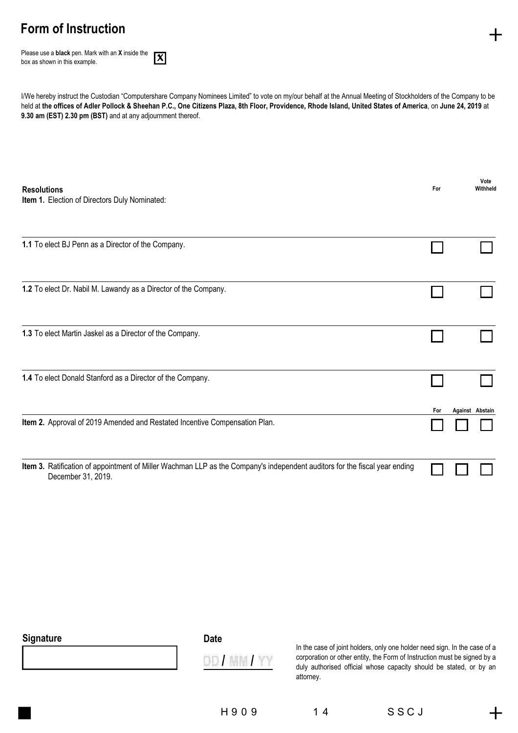# Form of Instruction

Please use a **black** pen. Mark with an **X** inside the box as shown in this example. [X]

I/We hereby instruct the Custodian "Computershare Company Nominees Limited" to vote on my/our behalf at the Annual Meeting of Stockholders of the Company to be held at **the offices of Adler Pollock & Sheehan P.C., One Citizens Plaza, 8th Floor, Providence, Rhode Island, United States of America**, on **June 24, 2019** at **9.30 am (EST) 2.30 pm (BST)** and at any adjournment thereof.

| Resolutions | For | | Vote Withheld |
|---|---|---|---|
| **Item 1.** Election of Directors Duly Nominated: | | | |
| **1.1** To elect BJ Penn as a Director of the Company. | ☐ | | ☐ |
| **1.2** To elect Dr. Nabil M. Lawandy as a Director of the Company. | ☐ | | ☐ |
| **1.3** To elect Martin Jaskel as a Director of the Company. | ☐ | | ☐ |
| **1.4** To elect Donald Stanford as a Director of the Company. | ☐ | | ☐ |

| | For | Against | Abstain |
|---|---|---|---|
| **Item 2.** Approval of 2019 Amended and Restated Incentive Compensation Plan. | ☐ | ☐ | ☐ |
| **Item 3.** Ratification of appointment of Miller Wachman LLP as the Company's independent auditors for the fiscal year ending December 31, 2019. | ☐ | ☐ | ☐ |

**Signature**

**Date**

DD / MM / YY

In the case of joint holders, only one holder need sign. In the case of a corporation or other entity, the Form of Instruction must be signed by a duly authorised official whose capacity should be stated, or by an attorney.

H909 14 SSCJ